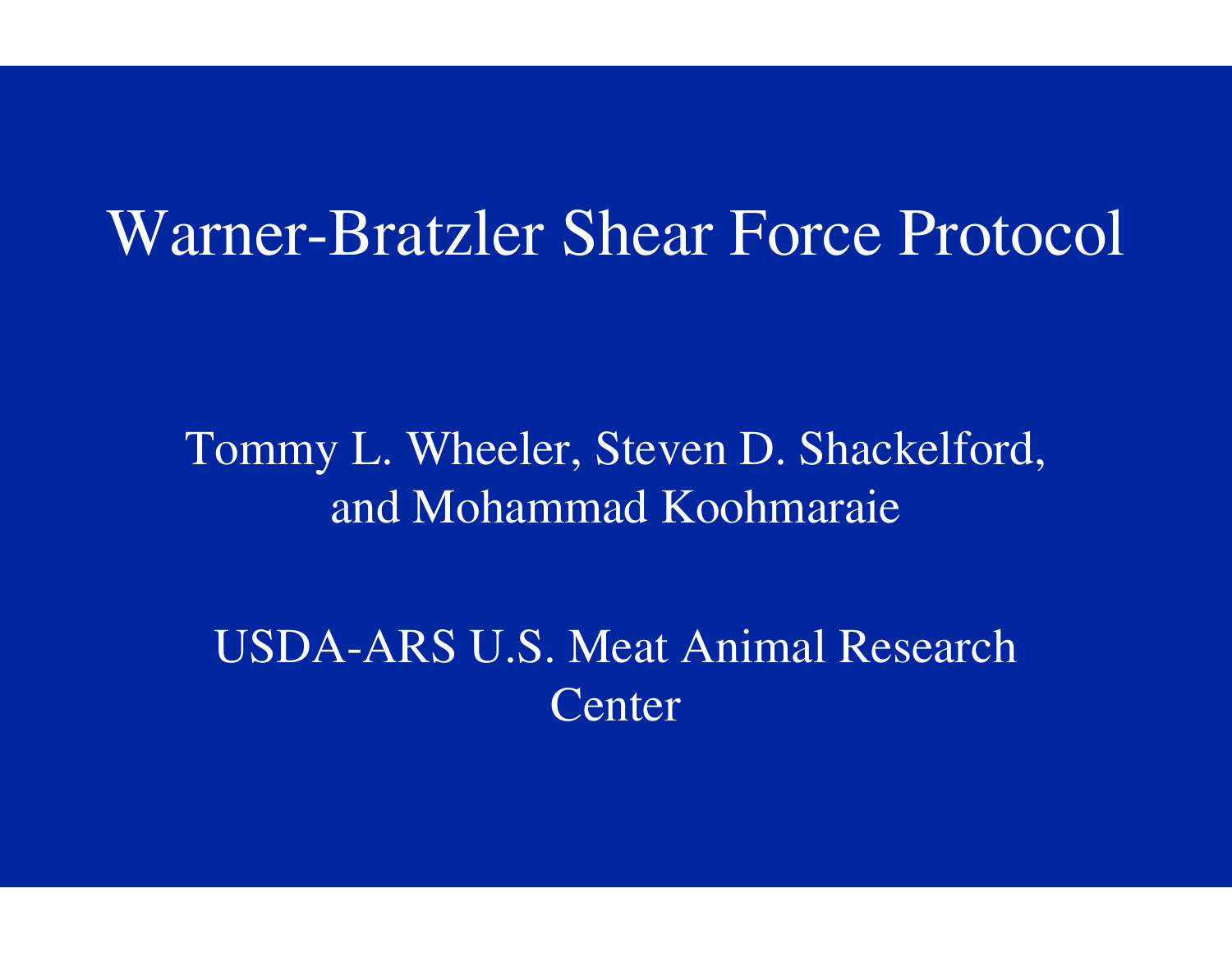# Warner-Bratzler Shear Force Protocol

Tommy L. Wheeler, Steven D. Shackelford, and Mohammad Koohmaraie

USDA-ARS U.S. Meat Animal Research Center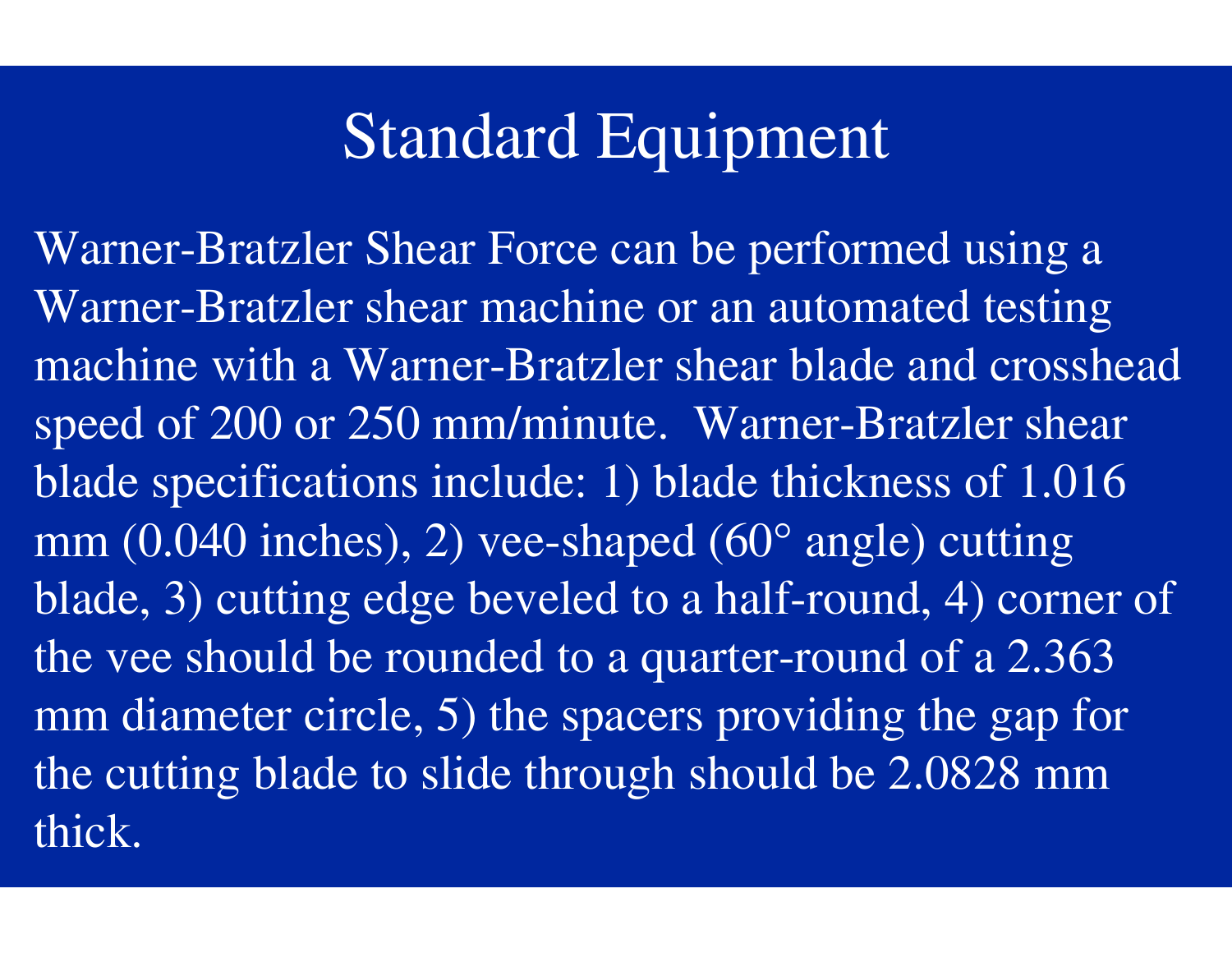# Standard Equipment

Warner-Bratzler Shear Force can be performed using a Warner-Bratzler shear machine or an automated testing machine with a Warner-Bratzler shear blade and crosshead speed of 200 or 250 mm/minute. Warner-Bratzler shear blade specifications include: 1) blade thickness of 1.016 mm (0.040 inches), 2) vee-shaped (60° angle) cutting blade, 3) cutting edge beveled to a half-round, 4) corner of the vee should be rounded to a quarter-round of a 2.363 mm diameter circle, 5) the spacers providing the gap for the cutting blade to slide through should be 2.0828 mm thick.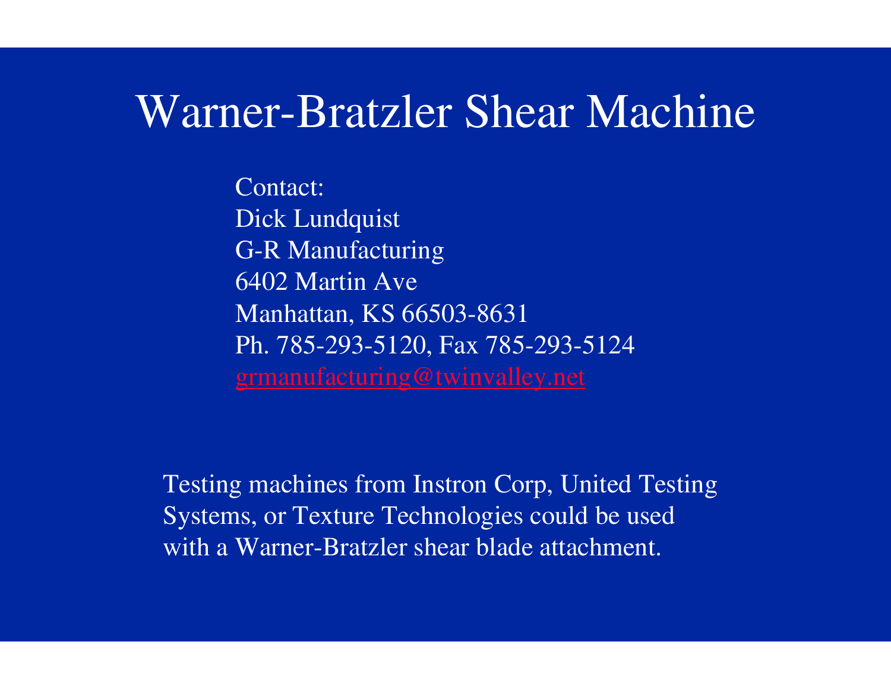# Warner-Bratzler Shear Machine

Contact:
Dick Lundquist
G-R Manufacturing
6402 Martin Ave
Manhattan, KS 66503-8631
Ph. 785-293-5120, Fax 785-293-5124
grmanufacturing@twinvalley.net

Testing machines from Instron Corp, United Testing Systems, or Texture Technologies could be used with a Warner-Bratzler shear blade attachment.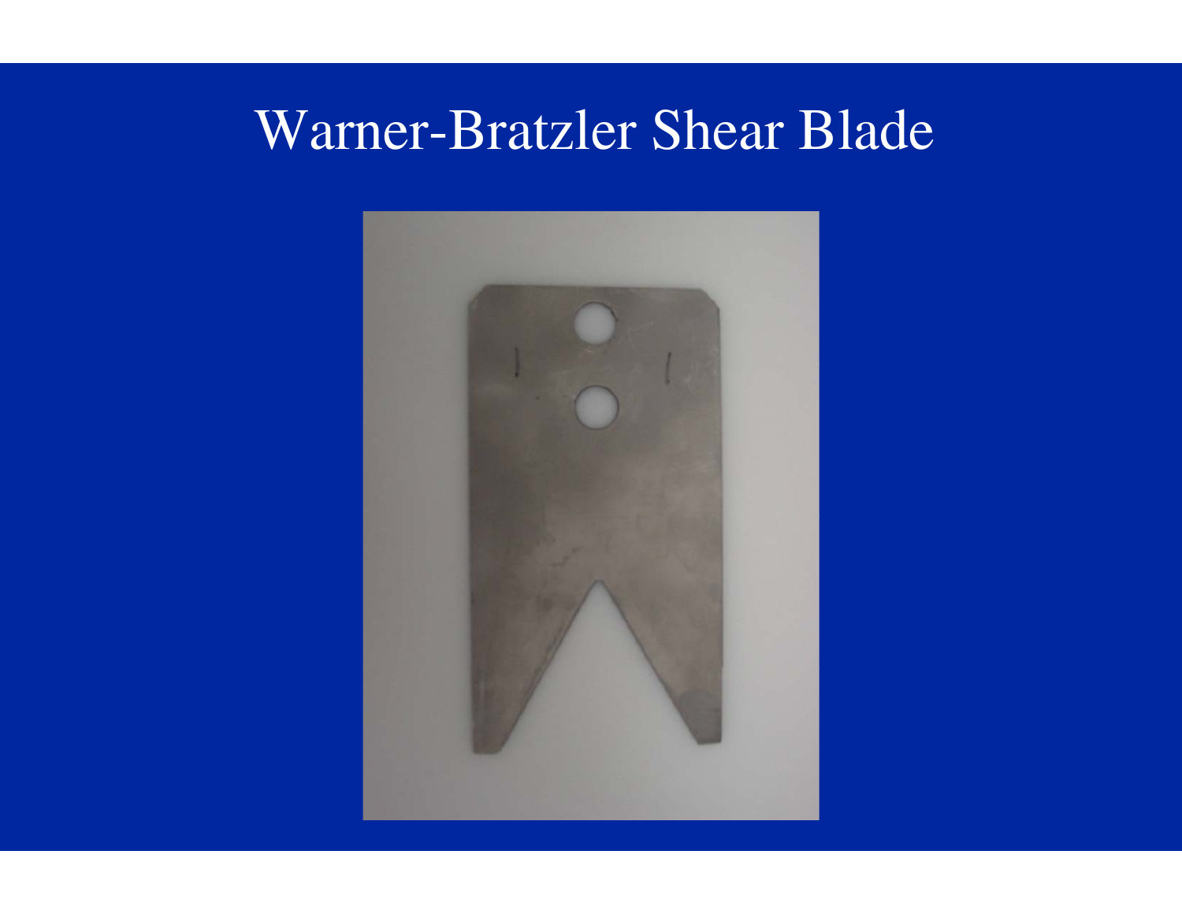# Warner-Bratzler Shear Blade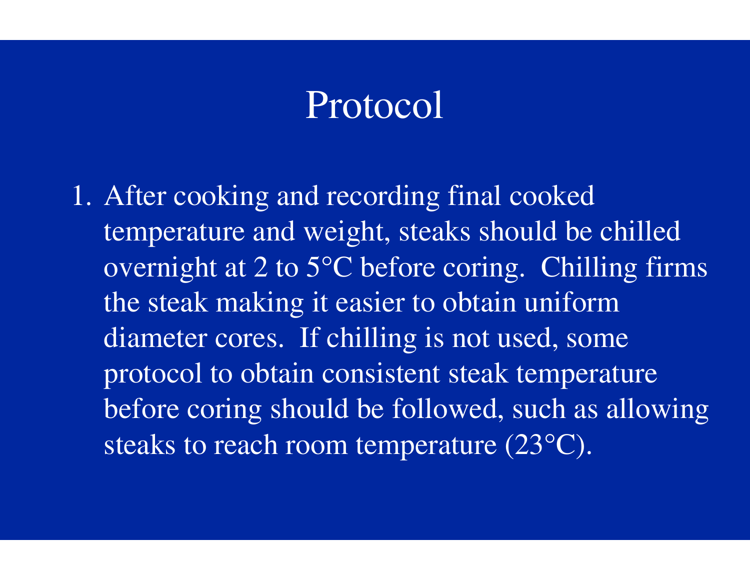# Protocol

1. After cooking and recording final cooked temperature and weight, steaks should be chilled overnight at 2 to 5°C before coring. Chilling firms the steak making it easier to obtain uniform diameter cores. If chilling is not used, some protocol to obtain consistent steak temperature before coring should be followed, such as allowing steaks to reach room temperature (23°C).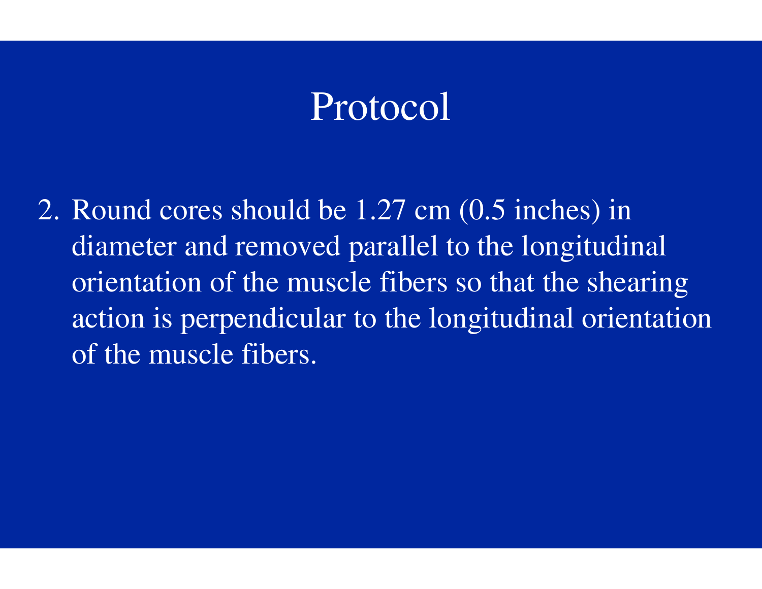# Protocol

2. Round cores should be 1.27 cm (0.5 inches) in diameter and removed parallel to the longitudinal orientation of the muscle fibers so that the shearing action is perpendicular to the longitudinal orientation of the muscle fibers.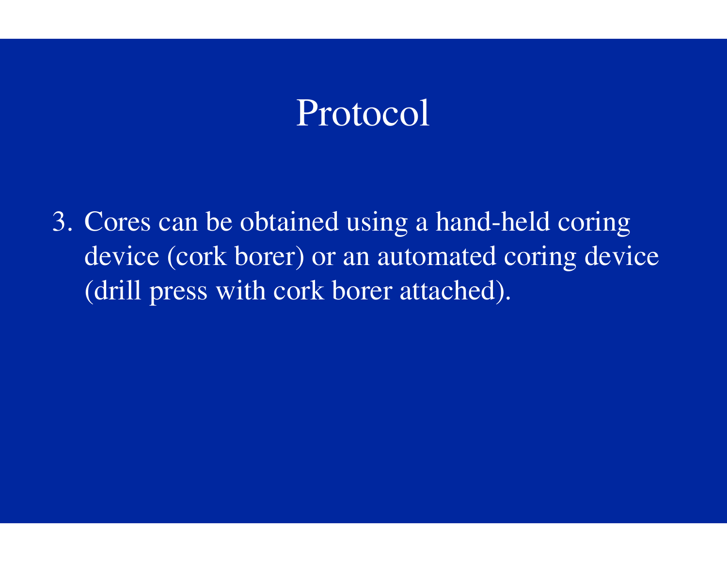# Protocol

3. Cores can be obtained using a hand-held coring device (cork borer) or an automated coring device (drill press with cork borer attached).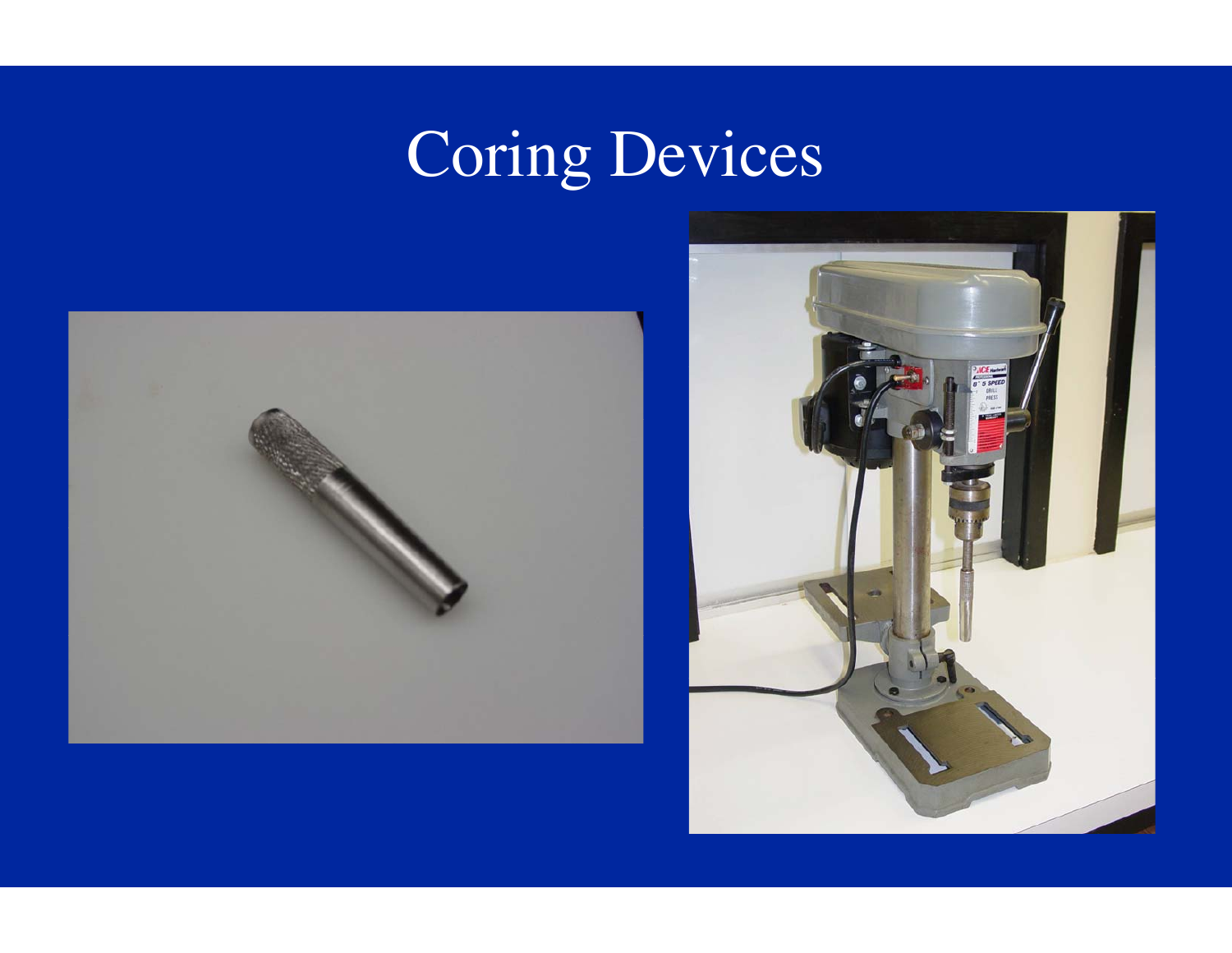# Coring Devices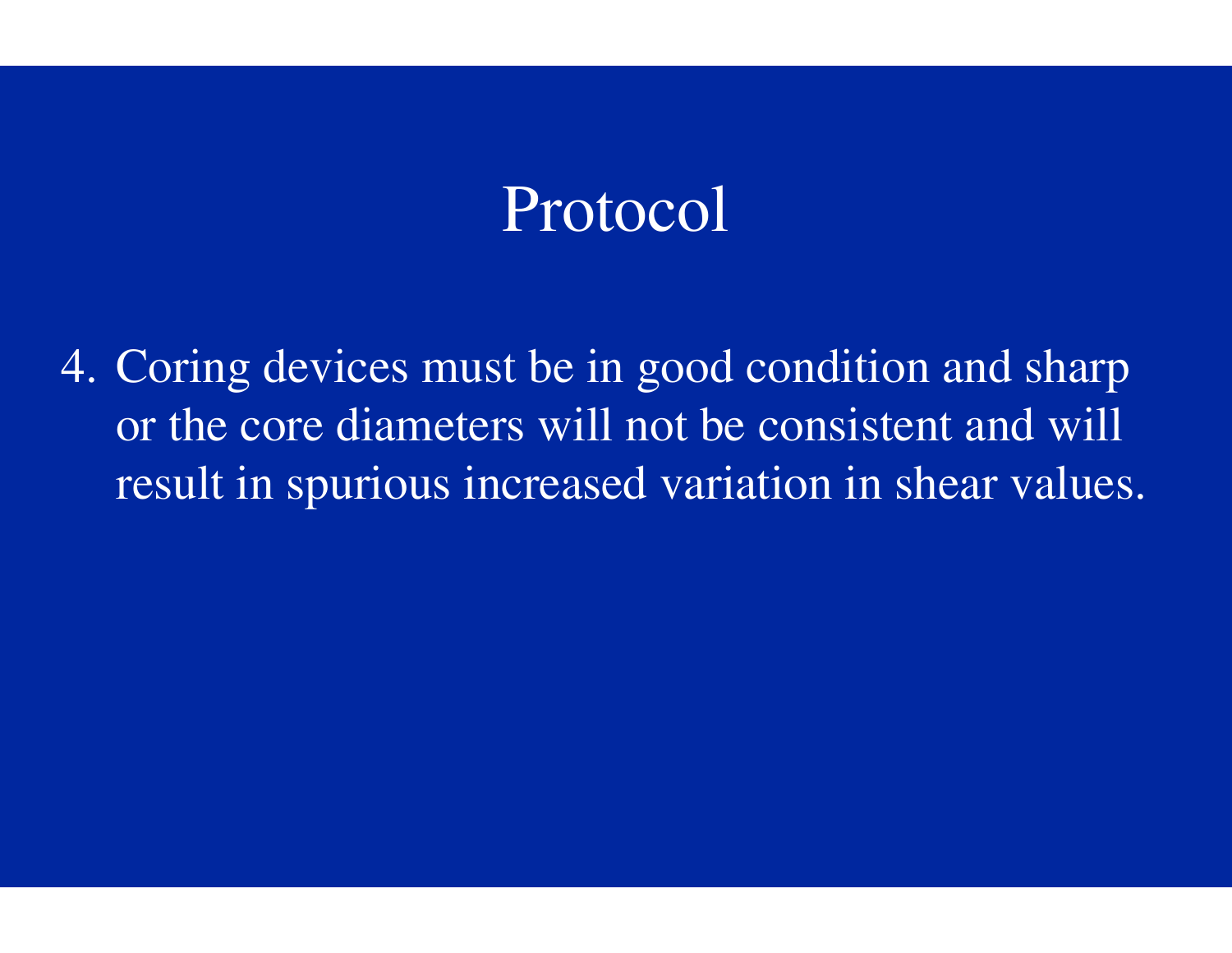# Protocol

4. Coring devices must be in good condition and sharp or the core diameters will not be consistent and will result in spurious increased variation in shear values.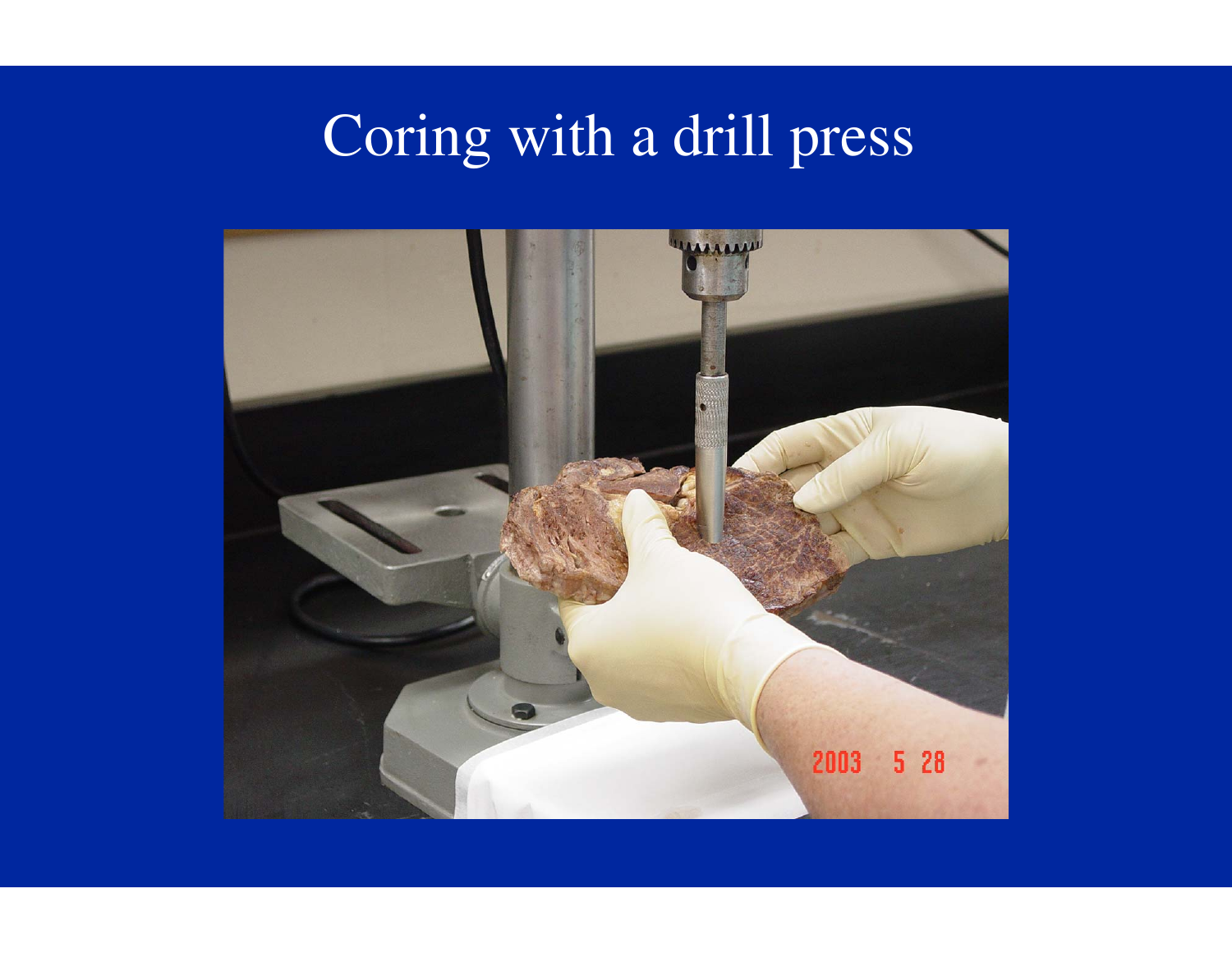# Coring with a drill press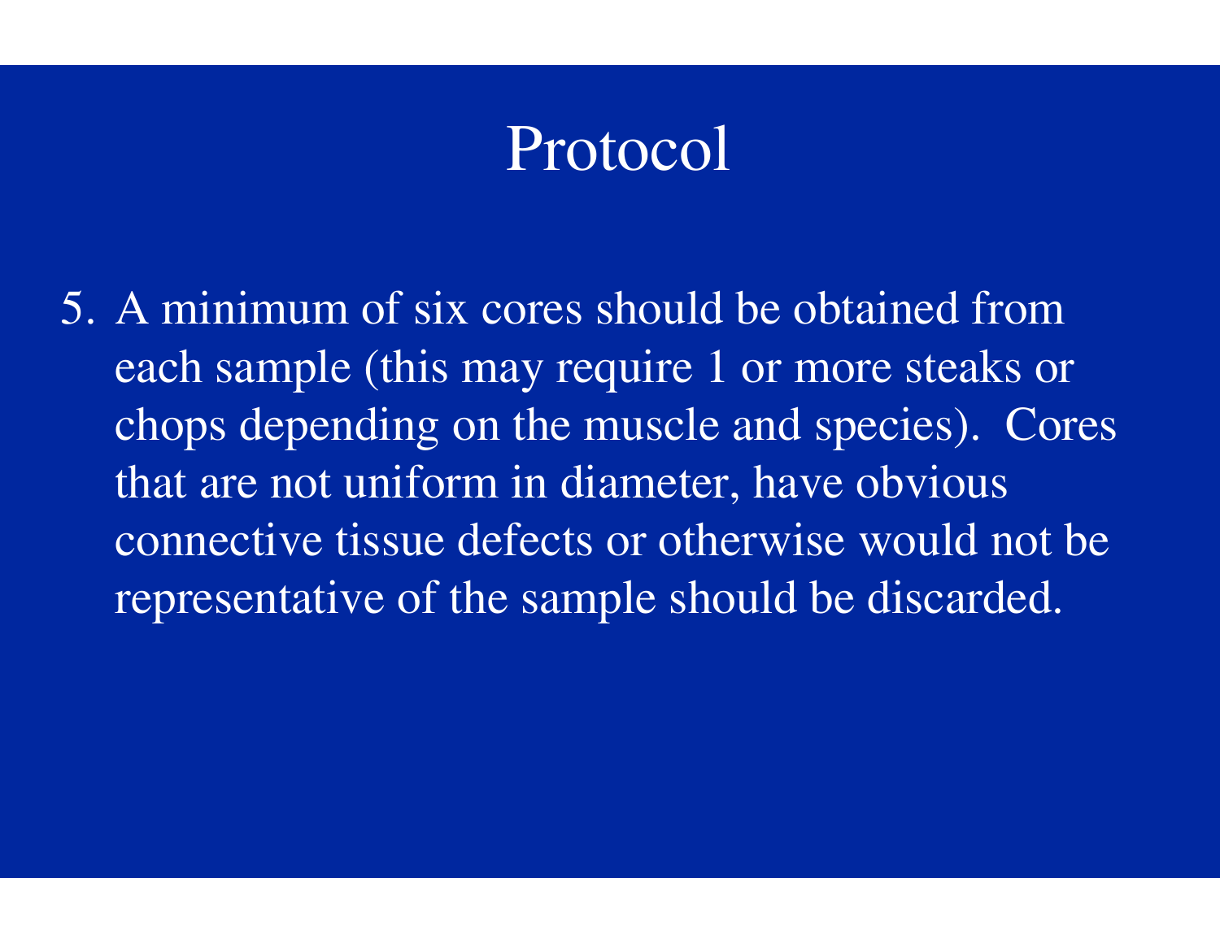# Protocol

5. A minimum of six cores should be obtained from each sample (this may require 1 or more steaks or chops depending on the muscle and species). Cores that are not uniform in diameter, have obvious connective tissue defects or otherwise would not be representative of the sample should be discarded.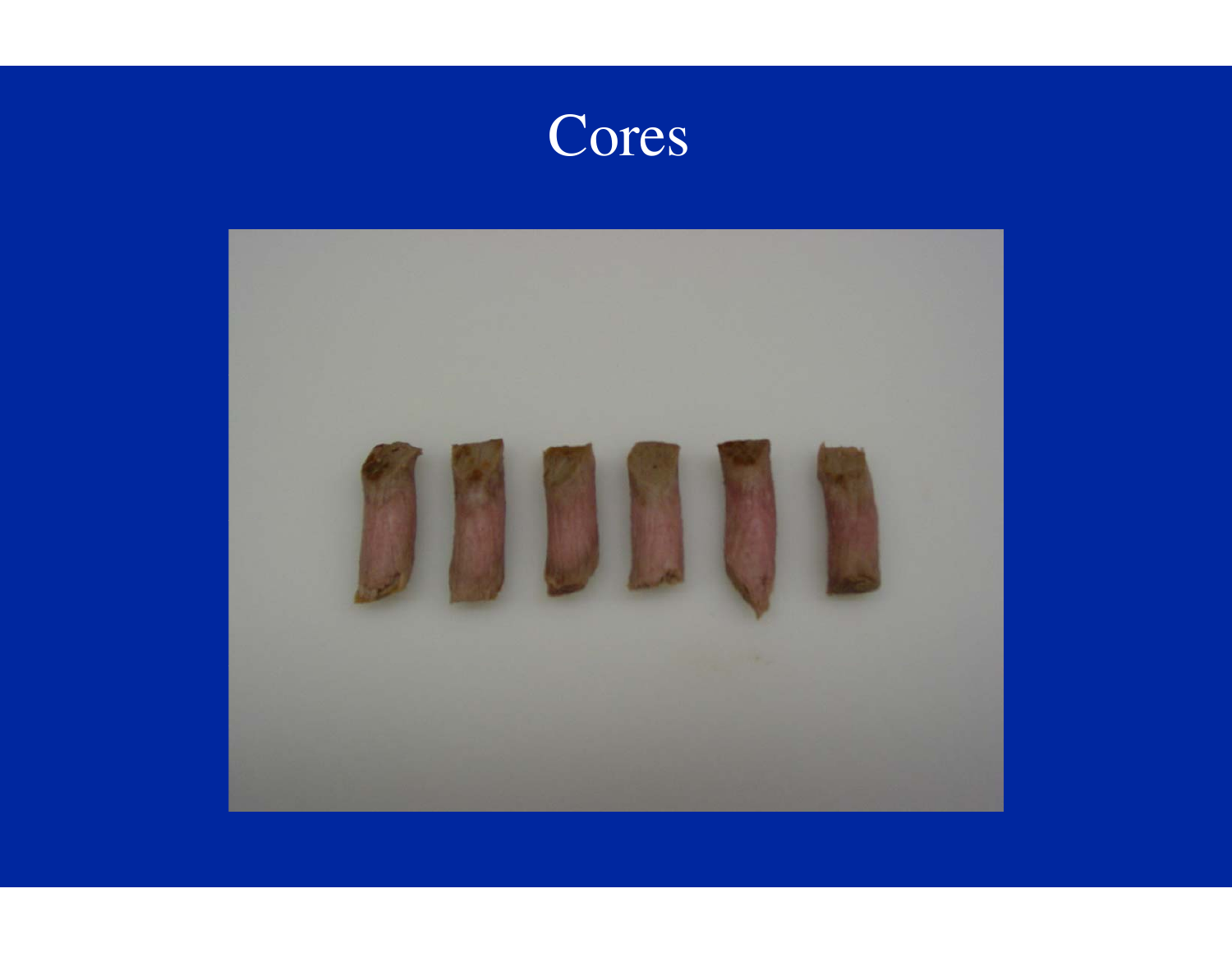# Cores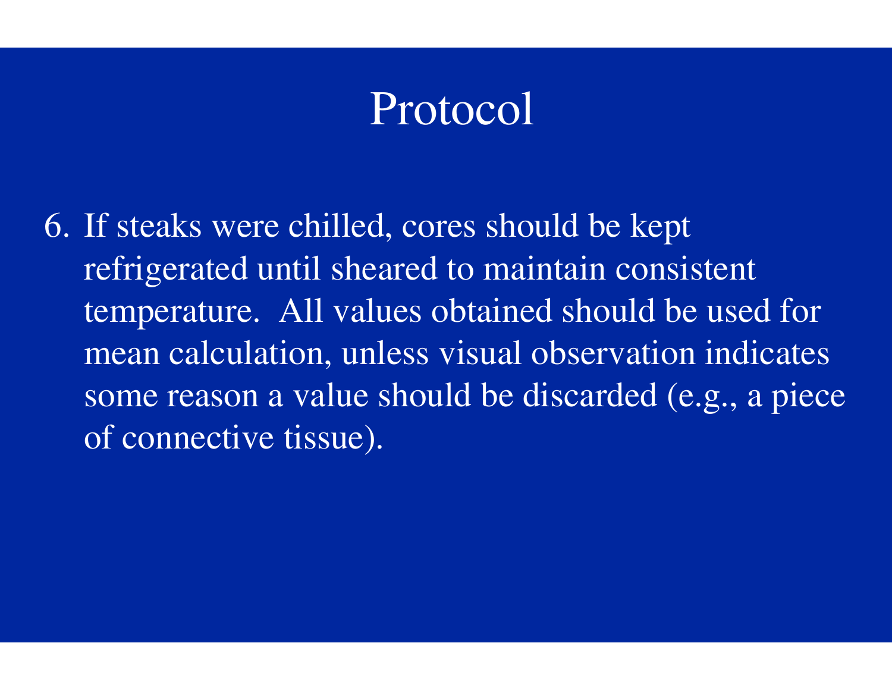# Protocol

6. If steaks were chilled, cores should be kept refrigerated until sheared to maintain consistent temperature. All values obtained should be used for mean calculation, unless visual observation indicates some reason a value should be discarded (e.g., a piece of connective tissue).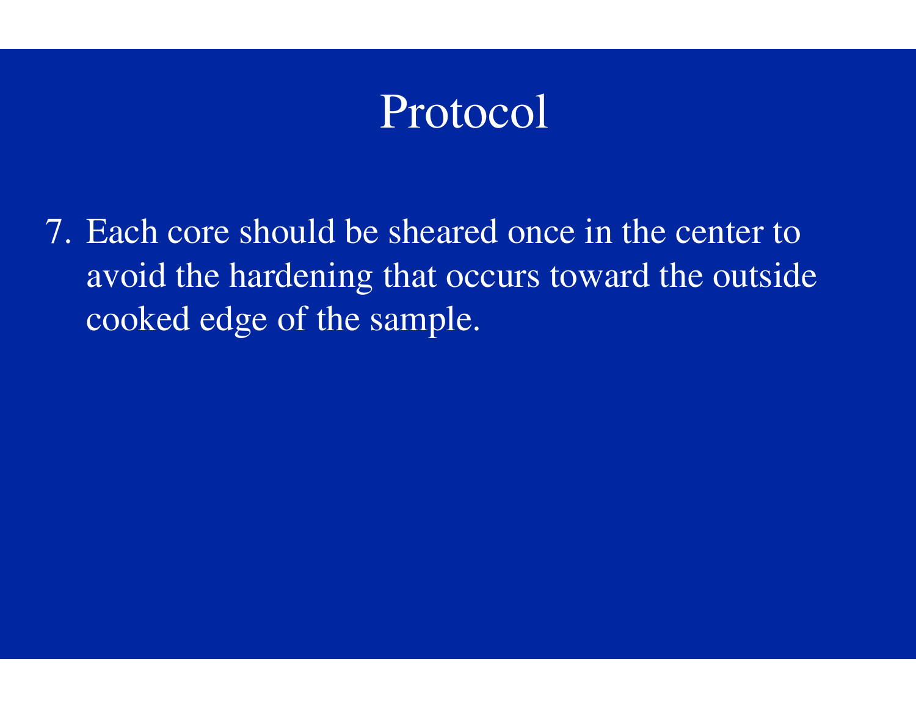# Protocol

7. Each core should be sheared once in the center to avoid the hardening that occurs toward the outside cooked edge of the sample.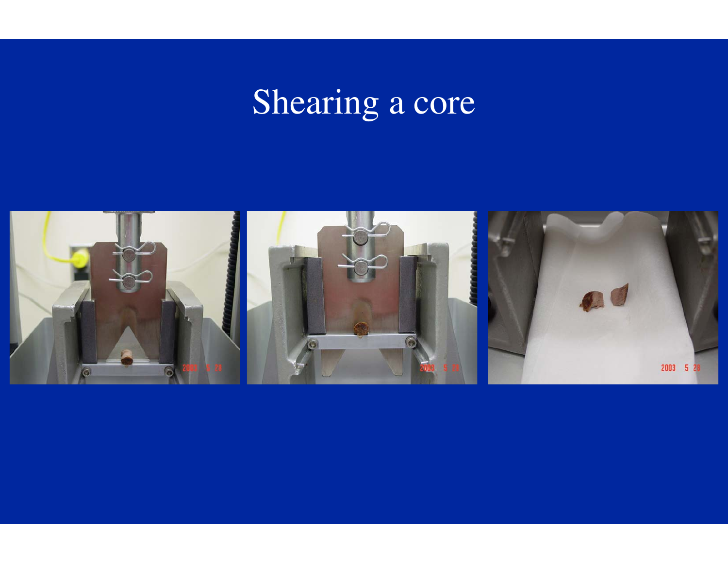# Shearing a core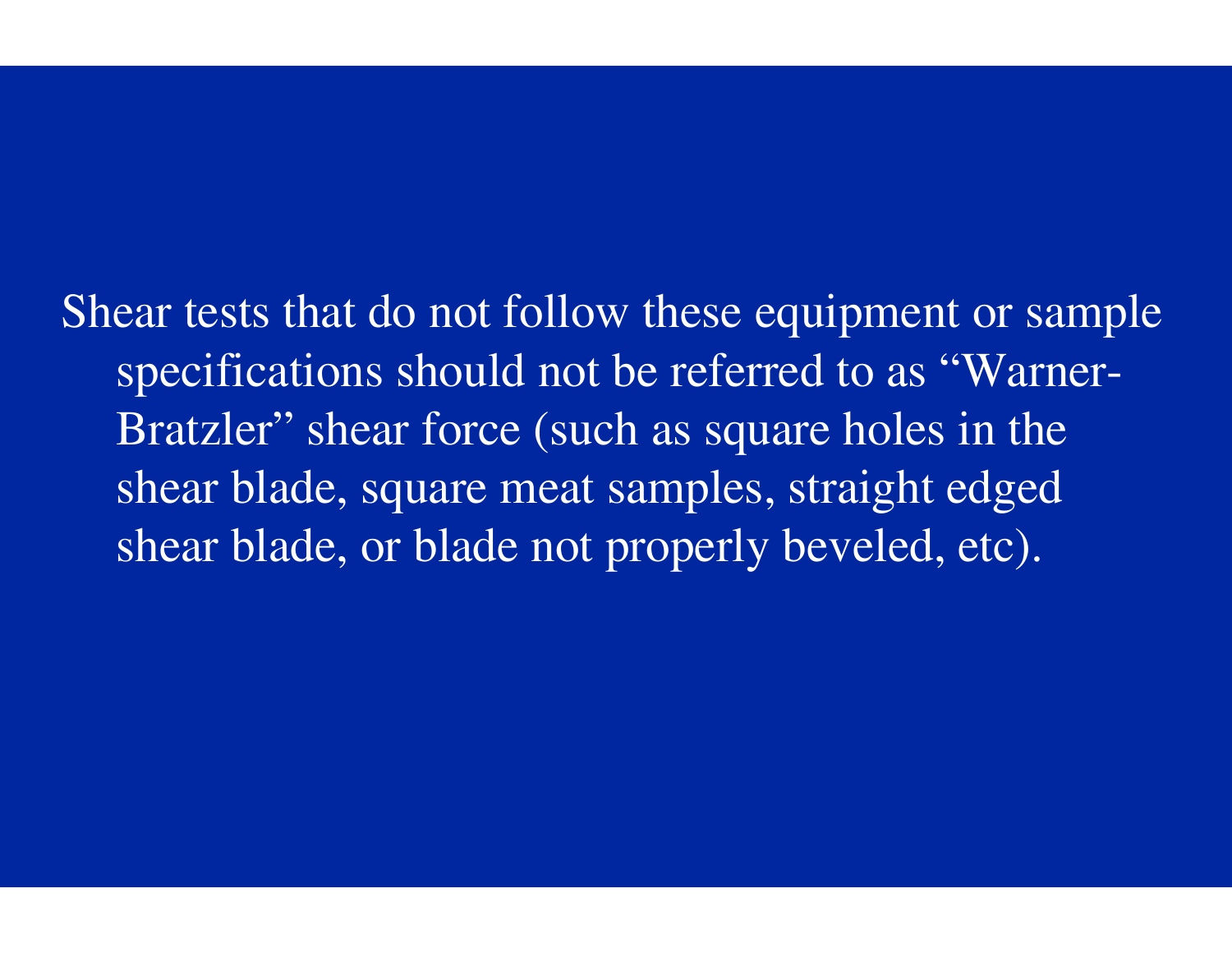Shear tests that do not follow these equipment or sample specifications should not be referred to as "Warner-Bratzler" shear force (such as square holes in the shear blade, square meat samples, straight edged shear blade, or blade not properly beveled, etc).